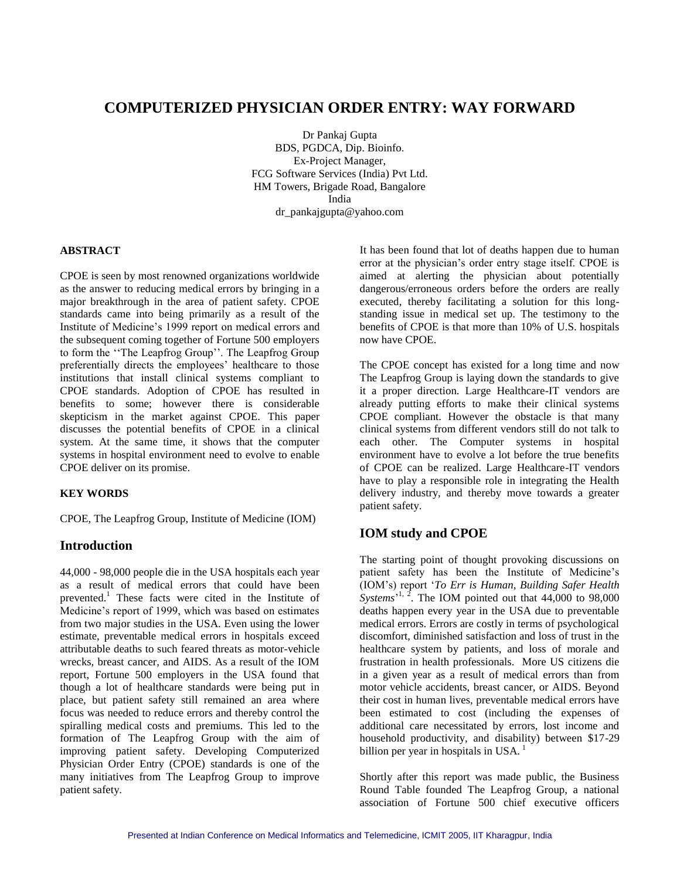# COMPUTERIZED PHYSICIAN ORDER ENTRY: WAY FORWARD

Dr Pankaj Gupta
BDS, PGDCA, Dip. Bioinfo.
Ex-Project Manager,
FCG Software Services (India) Pvt Ltd.
HM Towers, Brigade Road, Bangalore
India
dr_pankajgupta@yahoo.com

**ABSTRACT**

CPOE is seen by most renowned organizations worldwide as the answer to reducing medical errors by bringing in a major breakthrough in the area of patient safety. CPOE standards came into being primarily as a result of the Institute of Medicine's 1999 report on medical errors and the subsequent coming together of Fortune 500 employers to form the ''The Leapfrog Group''. The Leapfrog Group preferentially directs the employees' healthcare to those institutions that install clinical systems compliant to CPOE standards. Adoption of CPOE has resulted in benefits to some; however there is considerable skepticism in the market against CPOE. This paper discusses the potential benefits of CPOE in a clinical system. At the same time, it shows that the computer systems in hospital environment need to evolve to enable CPOE deliver on its promise.

**KEY WORDS**

CPOE, The Leapfrog Group, Institute of Medicine (IOM)

## Introduction

44,000 - 98,000 people die in the USA hospitals each year as a result of medical errors that could have been prevented.[1] These facts were cited in the Institute of Medicine's report of 1999, which was based on estimates from two major studies in the USA. Even using the lower estimate, preventable medical errors in hospitals exceed attributable deaths to such feared threats as motor-vehicle wrecks, breast cancer, and AIDS. As a result of the IOM report, Fortune 500 employers in the USA found that though a lot of healthcare standards were being put in place, but patient safety still remained an area where focus was needed to reduce errors and thereby control the spiralling medical costs and premiums. This led to the formation of The Leapfrog Group with the aim of improving patient safety. Developing Computerized Physician Order Entry (CPOE) standards is one of the many initiatives from The Leapfrog Group to improve patient safety.

It has been found that lot of deaths happen due to human error at the physician's order entry stage itself. CPOE is aimed at alerting the physician about potentially dangerous/erroneous orders before the orders are really executed, thereby facilitating a solution for this long-standing issue in medical set up. The testimony to the benefits of CPOE is that more than 10% of U.S. hospitals now have CPOE.

The CPOE concept has existed for a long time and now The Leapfrog Group is laying down the standards to give it a proper direction. Large Healthcare-IT vendors are already putting efforts to make their clinical systems CPOE compliant. However the obstacle is that many clinical systems from different vendors still do not talk to each other. The Computer systems in hospital environment have to evolve a lot before the true benefits of CPOE can be realized. Large Healthcare-IT vendors have to play a responsible role in integrating the Health delivery industry, and thereby move towards a greater patient safety.

## IOM study and CPOE

The starting point of thought provoking discussions on patient safety has been the Institute of Medicine's (IOM's) report '*To Err is Human, Building Safer Health Systems*'[1, 2]. The IOM pointed out that 44,000 to 98,000 deaths happen every year in the USA due to preventable medical errors. Errors are costly in terms of psychological discomfort, diminished satisfaction and loss of trust in the healthcare system by patients, and loss of morale and frustration in health professionals. More US citizens die in a given year as a result of medical errors than from motor vehicle accidents, breast cancer, or AIDS. Beyond their cost in human lives, preventable medical errors have been estimated to cost (including the expenses of additional care necessitated by errors, lost income and household productivity, and disability) between $17-29 billion per year in hospitals in USA.[1]

Shortly after this report was made public, the Business Round Table founded The Leapfrog Group, a national association of Fortune 500 chief executive officers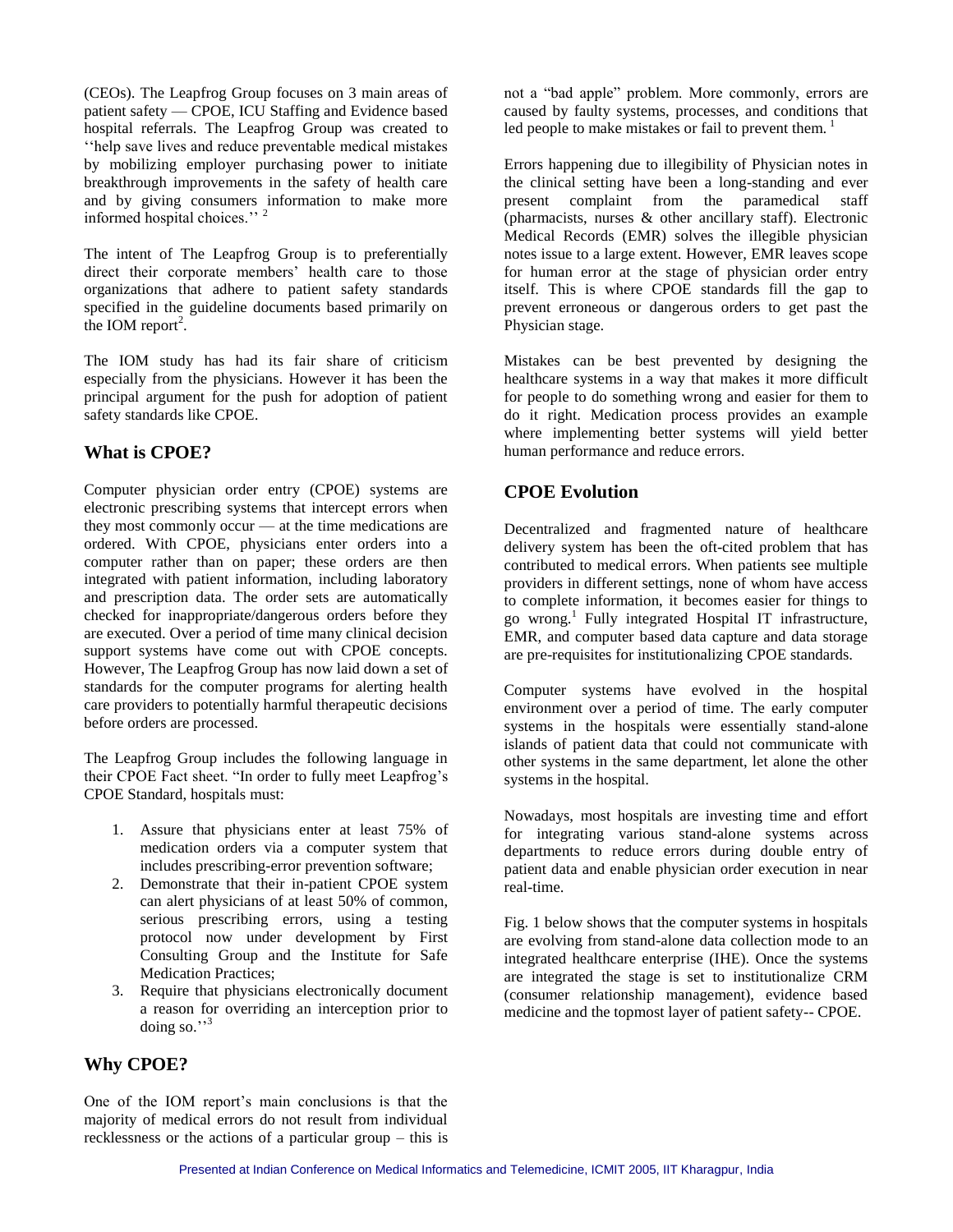(CEOs). The Leapfrog Group focuses on 3 main areas of patient safety — CPOE, ICU Staffing and Evidence based hospital referrals. The Leapfrog Group was created to ''help save lives and reduce preventable medical mistakes by mobilizing employer purchasing power to initiate breakthrough improvements in the safety of health care and by giving consumers information to make more informed hospital choices.'' [2]

The intent of The Leapfrog Group is to preferentially direct their corporate members' health care to those organizations that adhere to patient safety standards specified in the guideline documents based primarily on the IOM report[2].

The IOM study has had its fair share of criticism especially from the physicians. However it has been the principal argument for the push for adoption of patient safety standards like CPOE.

## What is CPOE?

Computer physician order entry (CPOE) systems are electronic prescribing systems that intercept errors when they most commonly occur — at the time medications are ordered. With CPOE, physicians enter orders into a computer rather than on paper; these orders are then integrated with patient information, including laboratory and prescription data. The order sets are automatically checked for inappropriate/dangerous orders before they are executed. Over a period of time many clinical decision support systems have come out with CPOE concepts. However, The Leapfrog Group has now laid down a set of standards for the computer programs for alerting health care providers to potentially harmful therapeutic decisions before orders are processed.

The Leapfrog Group includes the following language in their CPOE Fact sheet. "In order to fully meet Leapfrog's CPOE Standard, hospitals must:

1. Assure that physicians enter at least 75% of medication orders via a computer system that includes prescribing-error prevention software;
2. Demonstrate that their in-patient CPOE system can alert physicians of at least 50% of common, serious prescribing errors, using a testing protocol now under development by First Consulting Group and the Institute for Safe Medication Practices;
3. Require that physicians electronically document a reason for overriding an interception prior to doing so.''[3]

## Why CPOE?

One of the IOM report's main conclusions is that the majority of medical errors do not result from individual recklessness or the actions of a particular group – this is not a "bad apple" problem. More commonly, errors are caused by faulty systems, processes, and conditions that led people to make mistakes or fail to prevent them. [1]

Errors happening due to illegibility of Physician notes in the clinical setting have been a long-standing and ever present complaint from the paramedical staff (pharmacists, nurses & other ancillary staff). Electronic Medical Records (EMR) solves the illegible physician notes issue to a large extent. However, EMR leaves scope for human error at the stage of physician order entry itself. This is where CPOE standards fill the gap to prevent erroneous or dangerous orders to get past the Physician stage.

Mistakes can be best prevented by designing the healthcare systems in a way that makes it more difficult for people to do something wrong and easier for them to do it right. Medication process provides an example where implementing better systems will yield better human performance and reduce errors.

## CPOE Evolution

Decentralized and fragmented nature of healthcare delivery system has been the oft-cited problem that has contributed to medical errors. When patients see multiple providers in different settings, none of whom have access to complete information, it becomes easier for things to go wrong.[1] Fully integrated Hospital IT infrastructure, EMR, and computer based data capture and data storage are pre-requisites for institutionalizing CPOE standards.

Computer systems have evolved in the hospital environment over a period of time. The early computer systems in the hospitals were essentially stand-alone islands of patient data that could not communicate with other systems in the same department, let alone the other systems in the hospital.

Nowadays, most hospitals are investing time and effort for integrating various stand-alone systems across departments to reduce errors during double entry of patient data and enable physician order execution in near real-time.

Fig. 1 below shows that the computer systems in hospitals are evolving from stand-alone data collection mode to an integrated healthcare enterprise (IHE). Once the systems are integrated the stage is set to institutionalize CRM (consumer relationship management), evidence based medicine and the topmost layer of patient safety-- CPOE.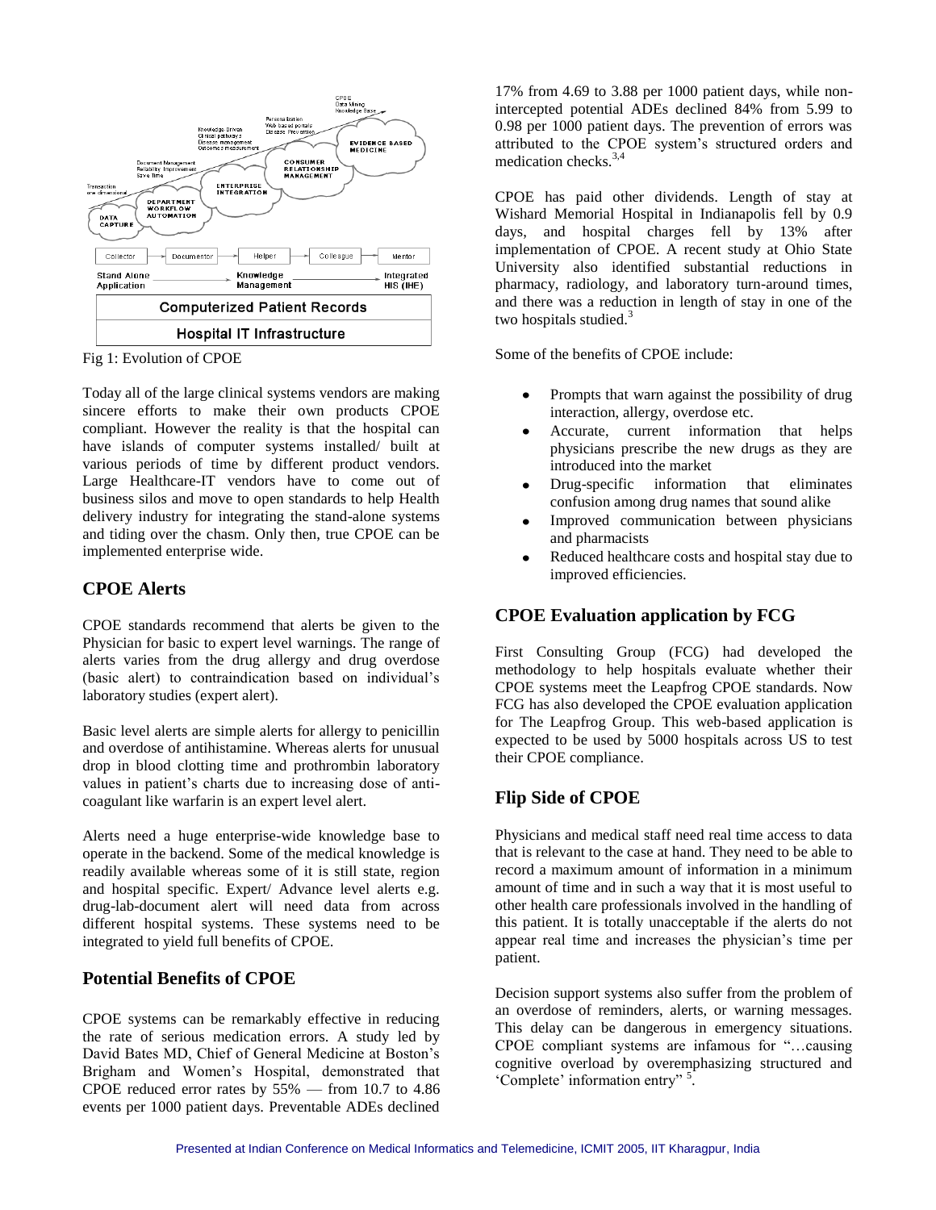Fig 1: Evolution of CPOE

Today all of the large clinical systems vendors are making sincere efforts to make their own products CPOE compliant. However the reality is that the hospital can have islands of computer systems installed/ built at various periods of time by different product vendors. Large Healthcare-IT vendors have to come out of business silos and move to open standards to help Health delivery industry for integrating the stand-alone systems and tiding over the chasm. Only then, true CPOE can be implemented enterprise wide.

## CPOE Alerts

CPOE standards recommend that alerts be given to the Physician for basic to expert level warnings. The range of alerts varies from the drug allergy and drug overdose (basic alert) to contraindication based on individual's laboratory studies (expert alert).

Basic level alerts are simple alerts for allergy to penicillin and overdose of antihistamine. Whereas alerts for unusual drop in blood clotting time and prothrombin laboratory values in patient's charts due to increasing dose of anti-coagulant like warfarin is an expert level alert.

Alerts need a huge enterprise-wide knowledge base to operate in the backend. Some of the medical knowledge is readily available whereas some of it is still state, region and hospital specific. Expert/ Advance level alerts e.g. drug-lab-document alert will need data from across different hospital systems. These systems need to be integrated to yield full benefits of CPOE.

## Potential Benefits of CPOE

CPOE systems can be remarkably effective in reducing the rate of serious medication errors. A study led by David Bates MD, Chief of General Medicine at Boston's Brigham and Women's Hospital, demonstrated that CPOE reduced error rates by 55% — from 10.7 to 4.86 events per 1000 patient days. Preventable ADEs declined 17% from 4.69 to 3.88 per 1000 patient days, while non-intercepted potential ADEs declined 84% from 5.99 to 0.98 per 1000 patient days. The prevention of errors was attributed to the CPOE system's structured orders and medication checks.[3,4]

CPOE has paid other dividends. Length of stay at Wishard Memorial Hospital in Indianapolis fell by 0.9 days, and hospital charges fell by 13% after implementation of CPOE. A recent study at Ohio State University also identified substantial reductions in pharmacy, radiology, and laboratory turn-around times, and there was a reduction in length of stay in one of the two hospitals studied.[3]

Some of the benefits of CPOE include:

- Prompts that warn against the possibility of drug interaction, allergy, overdose etc.
- Accurate, current information that helps physicians prescribe the new drugs as they are introduced into the market
- Drug-specific information that eliminates confusion among drug names that sound alike
- Improved communication between physicians and pharmacists
- Reduced healthcare costs and hospital stay due to improved efficiencies.

## CPOE Evaluation application by FCG

First Consulting Group (FCG) had developed the methodology to help hospitals evaluate whether their CPOE systems meet the Leapfrog CPOE standards. Now FCG has also developed the CPOE evaluation application for The Leapfrog Group. This web-based application is expected to be used by 5000 hospitals across US to test their CPOE compliance.

## Flip Side of CPOE

Physicians and medical staff need real time access to data that is relevant to the case at hand. They need to be able to record a maximum amount of information in a minimum amount of time and in such a way that it is most useful to other health care professionals involved in the handling of this patient. It is totally unacceptable if the alerts do not appear real time and increases the physician's time per patient.

Decision support systems also suffer from the problem of an overdose of reminders, alerts, or warning messages. This delay can be dangerous in emergency situations. CPOE compliant systems are infamous for "…causing cognitive overload by overemphasizing structured and 'Complete' information entry" [5].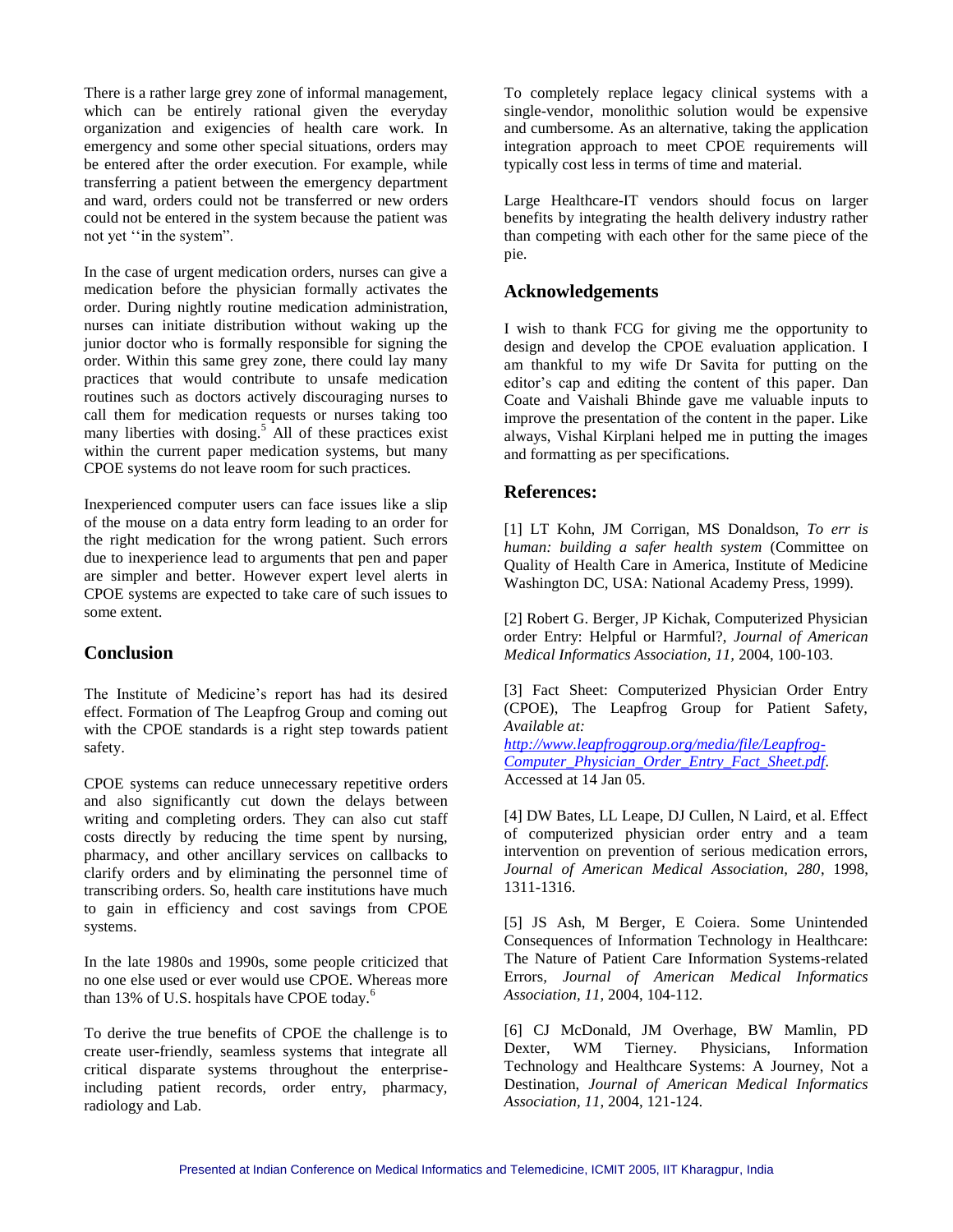There is a rather large grey zone of informal management, which can be entirely rational given the everyday organization and exigencies of health care work. In emergency and some other special situations, orders may be entered after the order execution. For example, while transferring a patient between the emergency department and ward, orders could not be transferred or new orders could not be entered in the system because the patient was not yet ''in the system".

In the case of urgent medication orders, nurses can give a medication before the physician formally activates the order. During nightly routine medication administration, nurses can initiate distribution without waking up the junior doctor who is formally responsible for signing the order. Within this same grey zone, there could lay many practices that would contribute to unsafe medication routines such as doctors actively discouraging nurses to call them for medication requests or nurses taking too many liberties with dosing.[5] All of these practices exist within the current paper medication systems, but many CPOE systems do not leave room for such practices.

Inexperienced computer users can face issues like a slip of the mouse on a data entry form leading to an order for the right medication for the wrong patient. Such errors due to inexperience lead to arguments that pen and paper are simpler and better. However expert level alerts in CPOE systems are expected to take care of such issues to some extent.

## Conclusion

The Institute of Medicine's report has had its desired effect. Formation of The Leapfrog Group and coming out with the CPOE standards is a right step towards patient safety.

CPOE systems can reduce unnecessary repetitive orders and also significantly cut down the delays between writing and completing orders. They can also cut staff costs directly by reducing the time spent by nursing, pharmacy, and other ancillary services on callbacks to clarify orders and by eliminating the personnel time of transcribing orders. So, health care institutions have much to gain in efficiency and cost savings from CPOE systems.

In the late 1980s and 1990s, some people criticized that no one else used or ever would use CPOE. Whereas more than 13% of U.S. hospitals have CPOE today.[6]

To derive the true benefits of CPOE the challenge is to create user-friendly, seamless systems that integrate all critical disparate systems throughout the enterprise-including patient records, order entry, pharmacy, radiology and Lab.

To completely replace legacy clinical systems with a single-vendor, monolithic solution would be expensive and cumbersome. As an alternative, taking the application integration approach to meet CPOE requirements will typically cost less in terms of time and material.

Large Healthcare-IT vendors should focus on larger benefits by integrating the health delivery industry rather than competing with each other for the same piece of the pie.

## Acknowledgements

I wish to thank FCG for giving me the opportunity to design and develop the CPOE evaluation application. I am thankful to my wife Dr Savita for putting on the editor's cap and editing the content of this paper. Dan Coate and Vaishali Bhinde gave me valuable inputs to improve the presentation of the content in the paper. Like always, Vishal Kirplani helped me in putting the images and formatting as per specifications.

## References:

[1] LT Kohn, JM Corrigan, MS Donaldson, *To err is human: building a safer health system* (Committee on Quality of Health Care in America, Institute of Medicine Washington DC, USA: National Academy Press, 1999).

[2] Robert G. Berger, JP Kichak, Computerized Physician order Entry: Helpful or Harmful?, *Journal of American Medical Informatics Association, 11*, 2004, 100-103.

[3] Fact Sheet: Computerized Physician Order Entry (CPOE), The Leapfrog Group for Patient Safety, *Available at:* http://www.leapfroggroup.org/media/file/Leapfrog-Computer_Physician_Order_Entry_Fact_Sheet.pdf. Accessed at 14 Jan 05.

[4] DW Bates, LL Leape, DJ Cullen, N Laird, et al. Effect of computerized physician order entry and a team intervention on prevention of serious medication errors, *Journal of American Medical Association, 280*, 1998, 1311-1316.

[5] JS Ash, M Berger, E Coiera. Some Unintended Consequences of Information Technology in Healthcare: The Nature of Patient Care Information Systems-related Errors, *Journal of American Medical Informatics Association, 11,* 2004, 104-112.

[6] CJ McDonald, JM Overhage, BW Mamlin, PD Dexter, WM Tierney. Physicians, Information Technology and Healthcare Systems: A Journey, Not a Destination, *Journal of American Medical Informatics Association, 11,* 2004, 121-124.